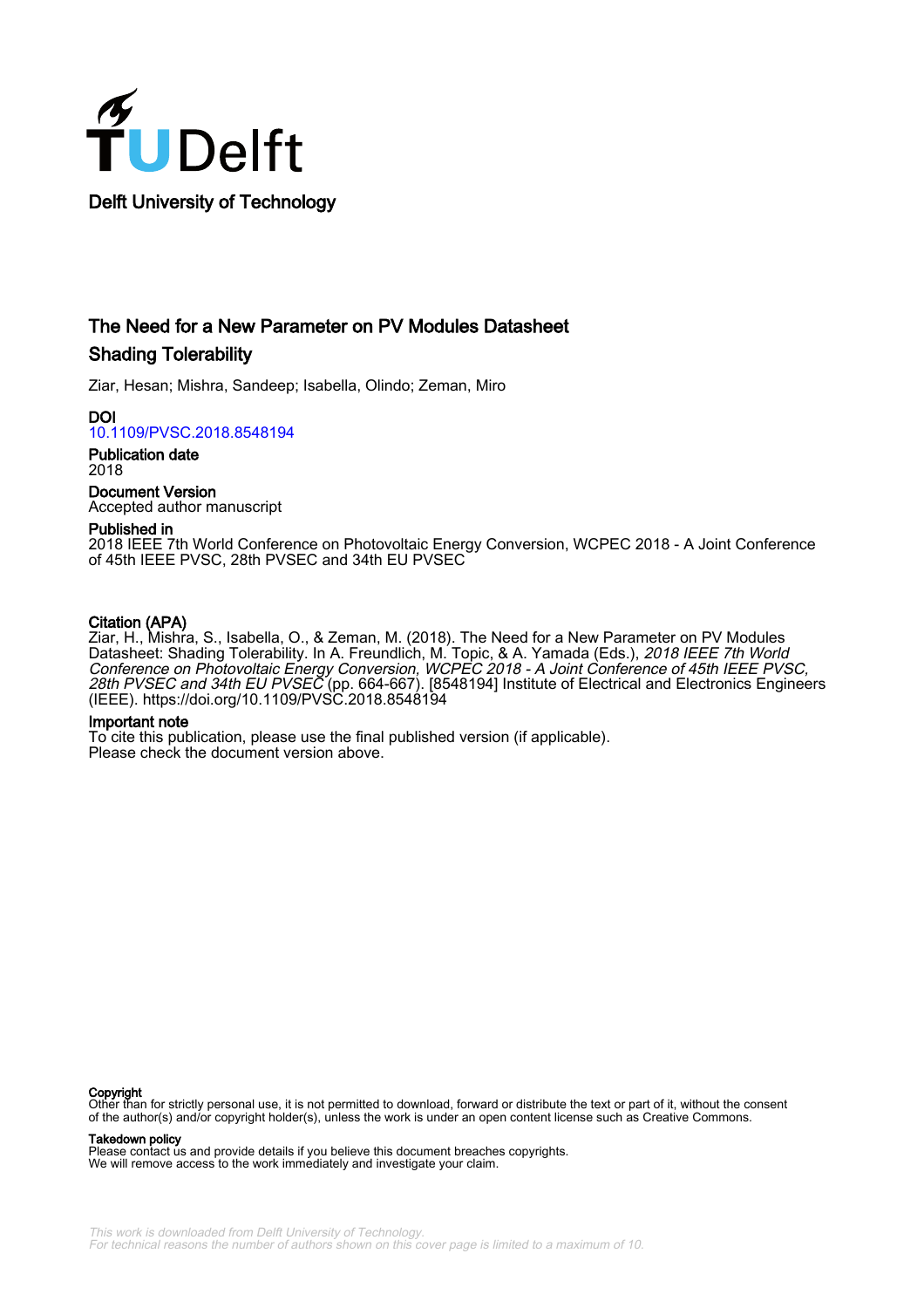Delft University of Technology

# The Need for a New Parameter on PV Modules Datasheet
## Shading Tolerability

Ziar, Hesan; Mishra, Sandeep; Isabella, Olindo; Zeman, Miro

**DOI**
10.1109/PVSC.2018.8548194

**Publication date**
2018

**Document Version**
Accepted author manuscript

**Published in**
2018 IEEE 7th World Conference on Photovoltaic Energy Conversion, WCPEC 2018 - A Joint Conference of 45th IEEE PVSC, 28th PVSEC and 34th EU PVSEC

**Citation (APA)**
Ziar, H., Mishra, S., Isabella, O., & Zeman, M. (2018). The Need for a New Parameter on PV Modules Datasheet: Shading Tolerability. In A. Freundlich, M. Topic, & A. Yamada (Eds.), *2018 IEEE 7th World Conference on Photovoltaic Energy Conversion, WCPEC 2018 - A Joint Conference of 45th IEEE PVSC, 28th PVSEC and 34th EU PVSEC* (pp. 664-667). [8548194] Institute of Electrical and Electronics Engineers (IEEE). https://doi.org/10.1109/PVSC.2018.8548194

**Important note**
To cite this publication, please use the final published version (if applicable).
Please check the document version above.

**Copyright**
Other than for strictly personal use, it is not permitted to download, forward or distribute the text or part of it, without the consent of the author(s) and/or copyright holder(s), unless the work is under an open content license such as Creative Commons.

**Takedown policy**
Please contact us and provide details if you believe this document breaches copyrights.
We will remove access to the work immediately and investigate your claim.

*This work is downloaded from Delft University of Technology.*
*For technical reasons the number of authors shown on this cover page is limited to a maximum of 10.*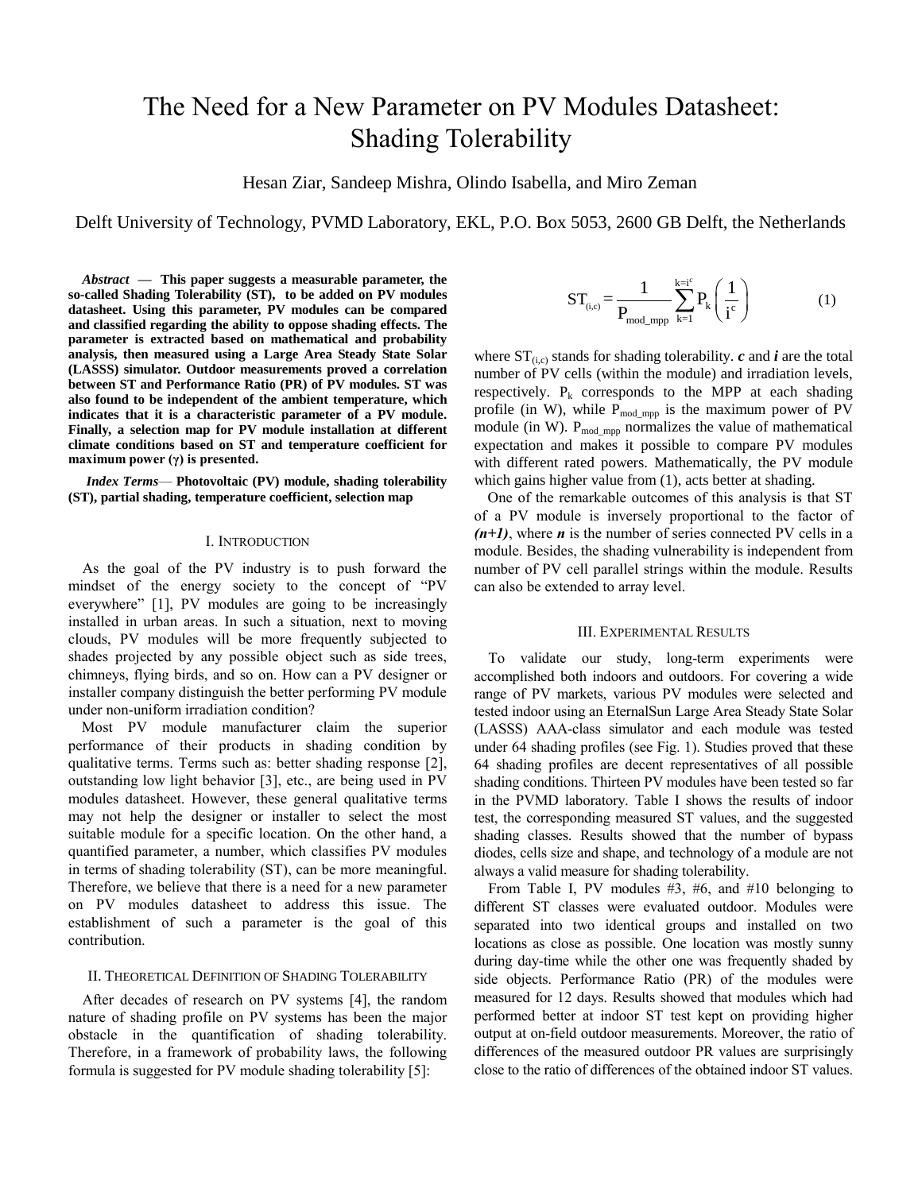# The Need for a New Parameter on PV Modules Datasheet: Shading Tolerability

Hesan Ziar, Sandeep Mishra, Olindo Isabella, and Miro Zeman

Delft University of Technology, PVMD Laboratory, EKL, P.O. Box 5053, 2600 GB Delft, the Netherlands

***Abstract* — This paper suggests a measurable parameter, the so-called Shading Tolerability (ST), to be added on PV modules datasheet. Using this parameter, PV modules can be compared and classified regarding the ability to oppose shading effects. The parameter is extracted based on mathematical and probability analysis, then measured using a Large Area Steady State Solar (LASSS) simulator. Outdoor measurements proved a correlation between ST and Performance Ratio (PR) of PV modules. ST was also found to be independent of the ambient temperature, which indicates that it is a characteristic parameter of a PV module. Finally, a selection map for PV module installation at different climate conditions based on ST and temperature coefficient for maximum power (γ) is presented.**

***Index Terms*— Photovoltaic (PV) module, shading tolerability (ST), partial shading, temperature coefficient, selection map**

## I. Introduction

As the goal of the PV industry is to push forward the mindset of the energy society to the concept of "PV everywhere" [1], PV modules are going to be increasingly installed in urban areas. In such a situation, next to moving clouds, PV modules will be more frequently subjected to shades projected by any possible object such as side trees, chimneys, flying birds, and so on. How can a PV designer or installer company distinguish the better performing PV module under non-uniform irradiation condition?

Most PV module manufacturer claim the superior performance of their products in shading condition by qualitative terms. Terms such as: better shading response [2], outstanding low light behavior [3], etc., are being used in PV modules datasheet. However, these general qualitative terms may not help the designer or installer to select the most suitable module for a specific location. On the other hand, a quantified parameter, a number, which classifies PV modules in terms of shading tolerability (ST), can be more meaningful. Therefore, we believe that there is a need for a new parameter on PV modules datasheet to address this issue. The establishment of such a parameter is the goal of this contribution.

## II. Theoretical Definition of Shading Tolerability

After decades of research on PV systems [4], the random nature of shading profile on PV systems has been the major obstacle in the quantification of shading tolerability. Therefore, in a framework of probability laws, the following formula is suggested for PV module shading tolerability [5]:

$$ST_{(i,c)} = \frac{1}{P_{mod\_mpp}} \sum_{k=1}^{k=i^c} P_k \left( \frac{1}{i^c} \right) \qquad (1)$$

where $ST_{(i,c)}$ stands for shading tolerability. $c$ and $i$ are the total number of PV cells (within the module) and irradiation levels, respectively. $P_k$ corresponds to the MPP at each shading profile (in W), while $P_{mod\_mpp}$ is the maximum power of PV module (in W). $P_{mod\_mpp}$ normalizes the value of mathematical expectation and makes it possible to compare PV modules with different rated powers. Mathematically, the PV module which gains higher value from (1), acts better at shading.

One of the remarkable outcomes of this analysis is that ST of a PV module is inversely proportional to the factor of ***(n+1)***, where ***n*** is the number of series connected PV cells in a module. Besides, the shading vulnerability is independent from number of PV cell parallel strings within the module. Results can also be extended to array level.

## III. Experimental Results

To validate our study, long-term experiments were accomplished both indoors and outdoors. For covering a wide range of PV markets, various PV modules were selected and tested indoor using an EternalSun Large Area Steady State Solar (LASSS) AAA-class simulator and each module was tested under 64 shading profiles (see Fig. 1). Studies proved that these 64 shading profiles are decent representatives of all possible shading conditions. Thirteen PV modules have been tested so far in the PVMD laboratory. Table I shows the results of indoor test, the corresponding measured ST values, and the suggested shading classes. Results showed that the number of bypass diodes, cells size and shape, and technology of a module are not always a valid measure for shading tolerability.

From Table I, PV modules #3, #6, and #10 belonging to different ST classes were evaluated outdoor. Modules were separated into two identical groups and installed on two locations as close as possible. One location was mostly sunny during day-time while the other one was frequently shaded by side objects. Performance Ratio (PR) of the modules were measured for 12 days. Results showed that modules which had performed better at indoor ST test kept on providing higher output at on-field outdoor measurements. Moreover, the ratio of differences of the measured outdoor PR values are surprisingly close to the ratio of differences of the obtained indoor ST values.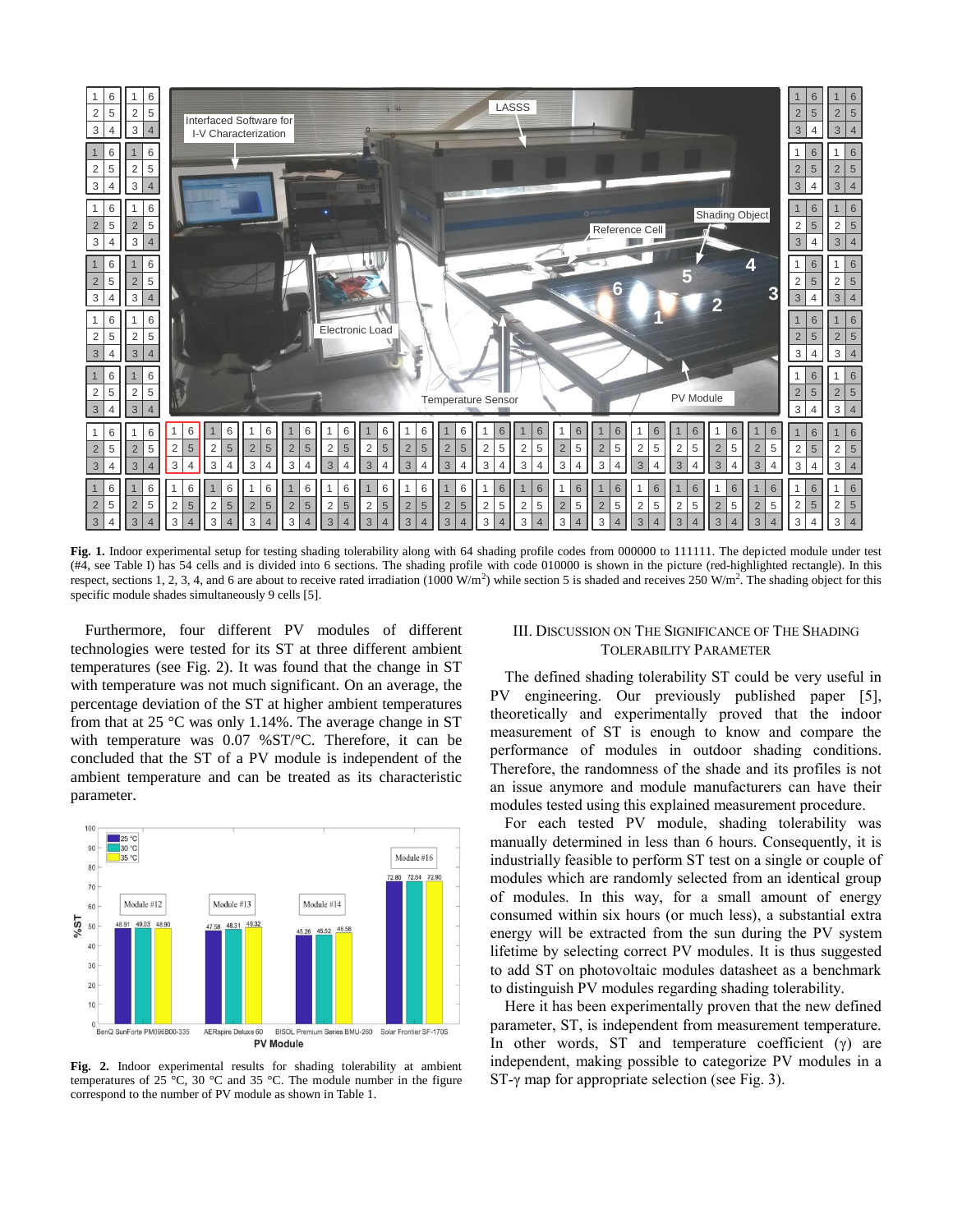**Fig. 1.** Indoor experimental setup for testing shading tolerability along with 64 shading profile codes from 000000 to 111111. The depicted module under test (#4, see Table I) has 54 cells and is divided into 6 sections. The shading profile with code 010000 is shown in the picture (red-highlighted rectangle). In this respect, sections 1, 2, 3, 4, and 6 are about to receive rated irradiation (1000 W/m$^2$) while section 5 is shaded and receives 250 W/m$^2$. The shading object for this specific module shades simultaneously 9 cells [5].

Furthermore, four different PV modules of different technologies were tested for its ST at three different ambient temperatures (see Fig. 2). It was found that the change in ST with temperature was not much significant. On an average, the percentage deviation of the ST at higher ambient temperatures from that at 25 °C was only 1.14%. The average change in ST with temperature was 0.07 %ST/°C. Therefore, it can be concluded that the ST of a PV module is independent of the ambient temperature and can be treated as its characteristic parameter.

**Fig. 2.** Indoor experimental results for shading tolerability at ambient temperatures of 25 °C, 30 °C and 35 °C. The module number in the figure correspond to the number of PV module as shown in Table 1.

## III. Discussion on the Significance of the Shading Tolerability Parameter

The defined shading tolerability ST could be very useful in PV engineering. Our previously published paper [5], theoretically and experimentally proved that the indoor measurement of ST is enough to know and compare the performance of modules in outdoor shading conditions. Therefore, the randomness of the shade and its profiles is not an issue anymore and module manufacturers can have their modules tested using this explained measurement procedure.

For each tested PV module, shading tolerability was manually determined in less than 6 hours. Consequently, it is industrially feasible to perform ST test on a single or couple of modules which are randomly selected from an identical group of modules. In this way, for a small amount of energy consumed within six hours (or much less), a substantial extra energy will be extracted from the sun during the PV system lifetime by selecting correct PV modules. It is thus suggested to add ST on photovoltaic modules datasheet as a benchmark to distinguish PV modules regarding shading tolerability.

Here it has been experimentally proven that the new defined parameter, ST, is independent from measurement temperature. In other words, ST and temperature coefficient ($\gamma$) are independent, making possible to categorize PV modules in a ST-$\gamma$ map for appropriate selection (see Fig. 3).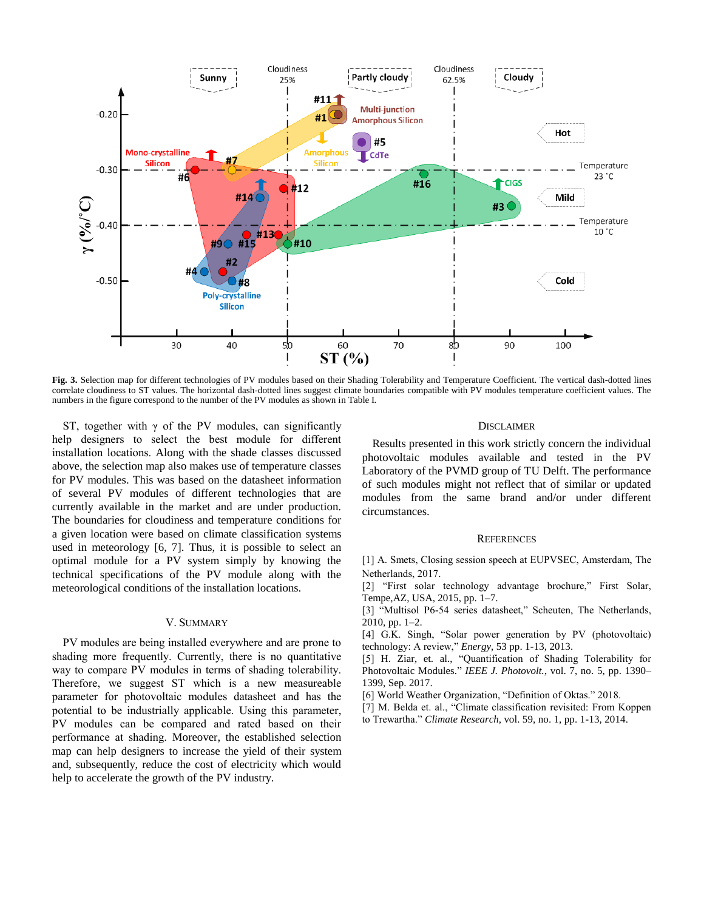Fig. 3. Selection map for different technologies of PV modules based on their Shading Tolerability and Temperature Coefficient. The vertical dash-dotted lines correlate cloudiness to ST values. The horizontal dash-dotted lines suggest climate boundaries compatible with PV modules temperature coefficient values. The numbers in the figure correspond to the number of the PV modules as shown in Table I.

ST, together with γ of the PV modules, can significantly help designers to select the best module for different installation locations. Along with the shade classes discussed above, the selection map also makes use of temperature classes for PV modules. This was based on the datasheet information of several PV modules of different technologies that are currently available in the market and are under production. The boundaries for cloudiness and temperature conditions for a given location were based on climate classification systems used in meteorology [6, 7]. Thus, it is possible to select an optimal module for a PV system simply by knowing the technical specifications of the PV module along with the meteorological conditions of the installation locations.

## V. Summary

PV modules are being installed everywhere and are prone to shading more frequently. Currently, there is no quantitative way to compare PV modules in terms of shading tolerability. Therefore, we suggest ST which is a new measureable parameter for photovoltaic modules datasheet and has the potential to be industrially applicable. Using this parameter, PV modules can be compared and rated based on their performance at shading. Moreover, the established selection map can help designers to increase the yield of their system and, subsequently, reduce the cost of electricity which would help to accelerate the growth of the PV industry.

## Disclaimer

Results presented in this work strictly concern the individual photovoltaic modules available and tested in the PV Laboratory of the PVMD group of TU Delft. The performance of such modules might not reflect that of similar or updated modules from the same brand and/or under different circumstances.

## References

[1] A. Smets, Closing session speech at EUPVSEC, Amsterdam, The Netherlands, 2017.

[2] "First solar technology advantage brochure," First Solar, Tempe,AZ, USA, 2015, pp. 1–7.

[3] "Multisol P6-54 series datasheet," Scheuten, The Netherlands, 2010, pp. 1–2.

[4] G.K. Singh, "Solar power generation by PV (photovoltaic) technology: A review," *Energy*, 53 pp. 1-13, 2013.

[5] H. Ziar, et. al., "Quantification of Shading Tolerability for Photovoltaic Modules." *IEEE J. Photovolt.*, vol. 7, no. 5, pp. 1390–1399, Sep. 2017.

[6] World Weather Organization, "Definition of Oktas." 2018.

[7] M. Belda et. al., "Climate classification revisited: From Koppen to Trewartha." *Climate Research*, vol. 59, no. 1, pp. 1-13, 2014.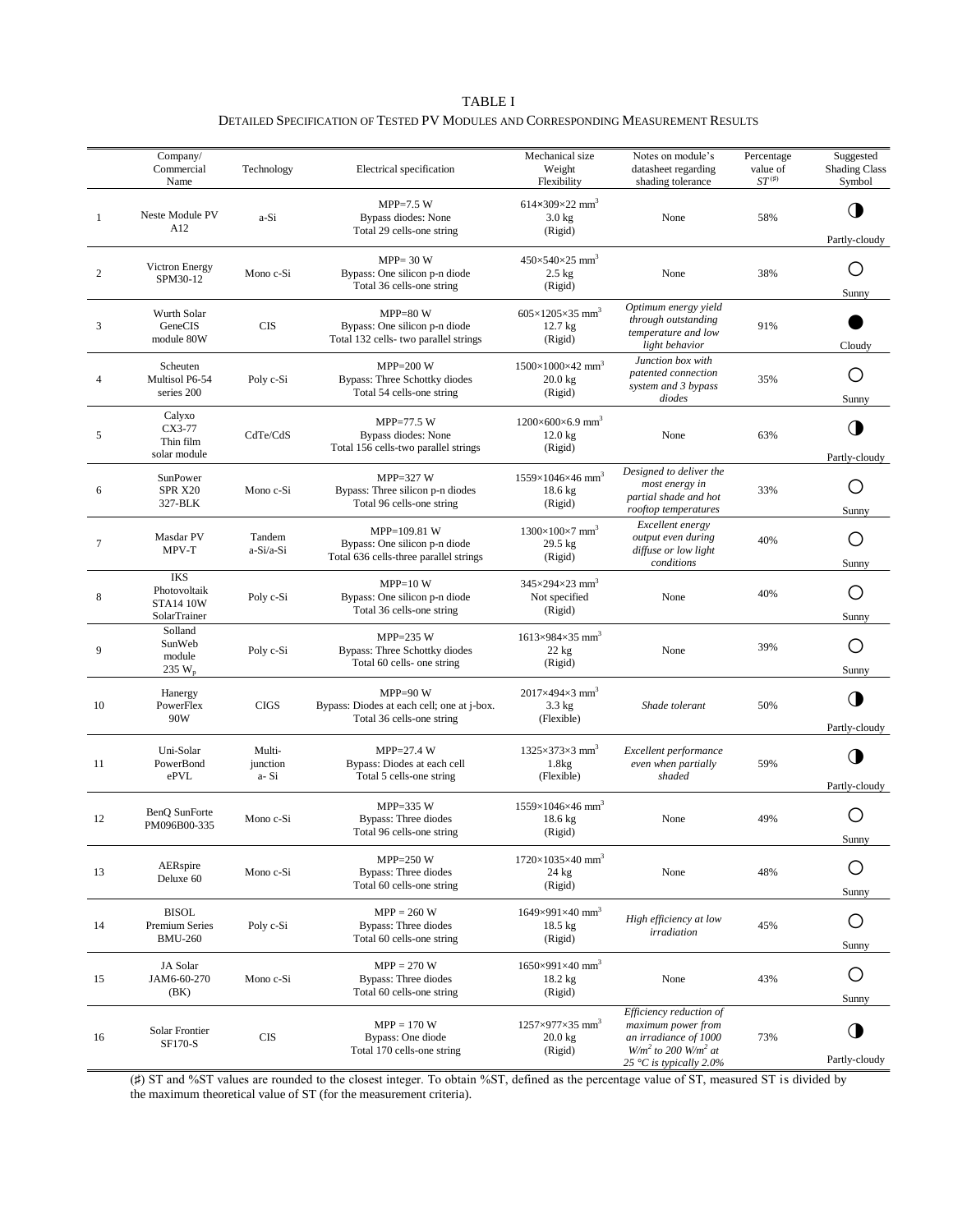TABLE I

DETAILED SPECIFICATION OF TESTED PV MODULES AND CORRESPONDING MEASUREMENT RESULTS

| | Company/ Commercial Name | Technology | Electrical specification | Mechanical size Weight Flexibility | Notes on module's datasheet regarding shading tolerance | Percentage value of $ST^{(♯)}$ | Suggested Shading Class Symbol |
|---|---|---|---|---|---|---|---|
| 1 | Neste Module PV A12 | a-Si | MPP=7.5 W<br>Bypass diodes: None<br>Total 29 cells-one string | 614×309×22 $mm^3$<br>3.0 kg<br>(Rigid) | None | 58% | ◑ Partly-cloudy |
| 2 | Victron Energy SPM30-12 | Mono c-Si | MPP= 30 W<br>Bypass: One silicon p-n diode<br>Total 36 cells-one string | 450×540×25 $mm^3$<br>2.5 kg<br>(Rigid) | None | 38% | ○ Sunny |
| 3 | Wurth Solar GeneCIS module 80W | CIS | MPP=80 W<br>Bypass: One silicon p-n diode<br>Total 132 cells- two parallel strings | 605×1205×35 $mm^3$<br>12.7 kg<br>(Rigid) | *Optimum energy yield through outstanding temperature and low light behavior* | 91% | ● Cloudy |
| 4 | Scheuten Multisol P6-54 series 200 | Poly c-Si | MPP=200 W<br>Bypass: Three Schottky diodes<br>Total 54 cells-one string | 1500×1000×42 $mm^3$<br>20.0 kg<br>(Rigid) | *Junction box with patented connection system and 3 bypass diodes* | 35% | ○ Sunny |
| 5 | Calyxo CX3-77 Thin film solar module | CdTe/CdS | MPP=77.5 W<br>Bypass diodes: None<br>Total 156 cells-two parallel strings | 1200×600×6.9 $mm^3$<br>12.0 kg<br>(Rigid) | None | 63% | ◑ Partly-cloudy |
| 6 | SunPower SPR X20 327-BLK | Mono c-Si | MPP=327 W<br>Bypass: Three silicon p-n diodes<br>Total 96 cells-one string | 1559×1046×46 $mm^3$<br>18.6 kg<br>(Rigid) | *Designed to deliver the most energy in partial shade and hot rooftop temperatures* | 33% | ○ Sunny |
| 7 | Masdar PV MPV-T | Tandem a-Si/a-Si | MPP=109.81 W<br>Bypass: One silicon p-n diode<br>Total 636 cells-three parallel strings | 1300×100×7 $mm^3$<br>29.5 kg<br>(Rigid) | *Excellent energy output even during diffuse or low light conditions* | 40% | ○ Sunny |
| 8 | IKS Photovoltaik STA14 10W SolarTrainer | Poly c-Si | MPP=10 W<br>Bypass: One silicon p-n diode<br>Total 36 cells-one string | 345×294×23 $mm^3$<br>Not specified<br>(Rigid) | None | 40% | ○ Sunny |
| 9 | Solland SunWeb module 235 $W_p$ | Poly c-Si | MPP=235 W<br>Bypass: Three Schottky diodes<br>Total 60 cells- one string | 1613×984×35 $mm^3$<br>22 kg<br>(Rigid) | None | 39% | ○ Sunny |
| 10 | Hanergy PowerFlex 90W | CIGS | MPP=90 W<br>Bypass: Diodes at each cell; one at j-box.<br>Total 36 cells-one string | 2017×494×3 $mm^3$<br>3.3 kg<br>(Flexible) | *Shade tolerant* | 50% | ◑ Partly-cloudy |
| 11 | Uni-Solar PowerBond ePVL | Multi-junction a- Si | MPP=27.4 W<br>Bypass: Diodes at each cell<br>Total 5 cells-one string | 1325×373×3 $mm^3$<br>1.8kg<br>(Flexible) | *Excellent performance even when partially shaded* | 59% | ◑ Partly-cloudy |
| 12 | BenQ SunForte PM096B00-335 | Mono c-Si | MPP=335 W<br>Bypass: Three diodes<br>Total 96 cells-one string | 1559×1046×46 $mm^3$<br>18.6 kg<br>(Rigid) | None | 49% | ○ Sunny |
| 13 | AERspire Deluxe 60 | Mono c-Si | MPP=250 W<br>Bypass: Three diodes<br>Total 60 cells-one string | 1720×1035×40 $mm^3$<br>24 kg<br>(Rigid) | None | 48% | ○ Sunny |
| 14 | BISOL Premium Series BMU-260 | Poly c-Si | MPP = 260 W<br>Bypass: Three diodes<br>Total 60 cells-one string | 1649×991×40 $mm^3$<br>18.5 kg<br>(Rigid) | *High efficiency at low irradiation* | 45% | ○ Sunny |
| 15 | JA Solar JAM6-60-270 (BK) | Mono c-Si | MPP = 270 W<br>Bypass: Three diodes<br>Total 60 cells-one string | 1650×991×40 $mm^3$<br>18.2 kg<br>(Rigid) | None | 43% | ○ Sunny |
| 16 | Solar Frontier SF170-S | CIS | MPP = 170 W<br>Bypass: One diode<br>Total 170 cells-one string | 1257×977×35 $mm^3$<br>20.0 kg<br>(Rigid) | *Efficiency reduction of maximum power from an irradiance of 1000 $W/m^2$ to 200 $W/m^2$ at 25 °C is typically 2.0%* | 73% | ◑ Partly-cloudy |

(♯) ST and %ST values are rounded to the closest integer. To obtain %ST, defined as the percentage value of ST, measured ST is divided by the maximum theoretical value of ST (for the measurement criteria).